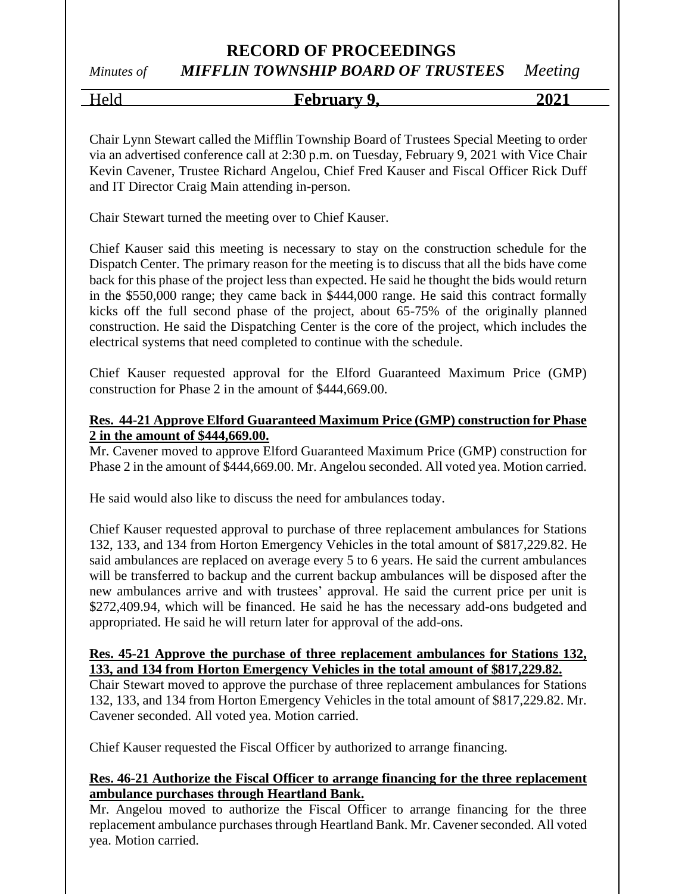# RECORD OF PROCEEDINGS

*Minutes of* ***MIFFLIN TOWNSHIP BOARD OF TRUSTEES*** *Meeting*

Held **February 9, 2021**

Chair Lynn Stewart called the Mifflin Township Board of Trustees Special Meeting to order via an advertised conference call at 2:30 p.m. on Tuesday, February 9, 2021 with Vice Chair Kevin Cavener, Trustee Richard Angelou, Chief Fred Kauser and Fiscal Officer Rick Duff and IT Director Craig Main attending in-person.

Chair Stewart turned the meeting over to Chief Kauser.

Chief Kauser said this meeting is necessary to stay on the construction schedule for the Dispatch Center. The primary reason for the meeting is to discuss that all the bids have come back for this phase of the project less than expected. He said he thought the bids would return in the $550,000 range; they came back in $444,000 range. He said this contract formally kicks off the full second phase of the project, about 65-75% of the originally planned construction. He said the Dispatching Center is the core of the project, which includes the electrical systems that need completed to continue with the schedule.

Chief Kauser requested approval for the Elford Guaranteed Maximum Price (GMP) construction for Phase 2 in the amount of $444,669.00.

**Res. 44-21 Approve Elford Guaranteed Maximum Price (GMP) construction for Phase 2 in the amount of $444,669.00.**

Mr. Cavener moved to approve Elford Guaranteed Maximum Price (GMP) construction for Phase 2 in the amount of $444,669.00. Mr. Angelou seconded. All voted yea. Motion carried.

He said would also like to discuss the need for ambulances today.

Chief Kauser requested approval to purchase of three replacement ambulances for Stations 132, 133, and 134 from Horton Emergency Vehicles in the total amount of $817,229.82. He said ambulances are replaced on average every 5 to 6 years. He said the current ambulances will be transferred to backup and the current backup ambulances will be disposed after the new ambulances arrive and with trustees' approval. He said the current price per unit is $272,409.94, which will be financed. He said he has the necessary add-ons budgeted and appropriated. He said he will return later for approval of the add-ons.

**Res. 45-21 Approve the purchase of three replacement ambulances for Stations 132, 133, and 134 from Horton Emergency Vehicles in the total amount of $817,229.82.**

Chair Stewart moved to approve the purchase of three replacement ambulances for Stations 132, 133, and 134 from Horton Emergency Vehicles in the total amount of $817,229.82. Mr. Cavener seconded. All voted yea. Motion carried.

Chief Kauser requested the Fiscal Officer by authorized to arrange financing.

**Res. 46-21 Authorize the Fiscal Officer to arrange financing for the three replacement ambulance purchases through Heartland Bank.**

Mr. Angelou moved to authorize the Fiscal Officer to arrange financing for the three replacement ambulance purchases through Heartland Bank. Mr. Cavener seconded. All voted yea. Motion carried.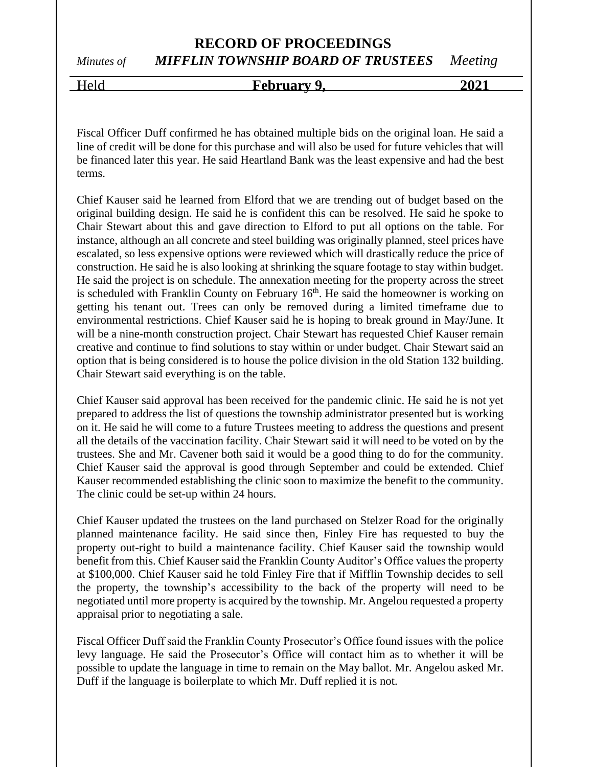Fiscal Officer Duff confirmed he has obtained multiple bids on the original loan. He said a line of credit will be done for this purchase and will also be used for future vehicles that will be financed later this year. He said Heartland Bank was the least expensive and had the best terms.

Chief Kauser said he learned from Elford that we are trending out of budget based on the original building design. He said he is confident this can be resolved. He said he spoke to Chair Stewart about this and gave direction to Elford to put all options on the table. For instance, although an all concrete and steel building was originally planned, steel prices have escalated, so less expensive options were reviewed which will drastically reduce the price of construction. He said he is also looking at shrinking the square footage to stay within budget. He said the project is on schedule. The annexation meeting for the property across the street is scheduled with Franklin County on February 16th. He said the homeowner is working on getting his tenant out. Trees can only be removed during a limited timeframe due to environmental restrictions. Chief Kauser said he is hoping to break ground in May/June. It will be a nine-month construction project. Chair Stewart has requested Chief Kauser remain creative and continue to find solutions to stay within or under budget. Chair Stewart said an option that is being considered is to house the police division in the old Station 132 building. Chair Stewart said everything is on the table.

Chief Kauser said approval has been received for the pandemic clinic. He said he is not yet prepared to address the list of questions the township administrator presented but is working on it. He said he will come to a future Trustees meeting to address the questions and present all the details of the vaccination facility. Chair Stewart said it will need to be voted on by the trustees. She and Mr. Cavener both said it would be a good thing to do for the community. Chief Kauser said the approval is good through September and could be extended. Chief Kauser recommended establishing the clinic soon to maximize the benefit to the community. The clinic could be set-up within 24 hours.

Chief Kauser updated the trustees on the land purchased on Stelzer Road for the originally planned maintenance facility. He said since then, Finley Fire has requested to buy the property out-right to build a maintenance facility. Chief Kauser said the township would benefit from this. Chief Kauser said the Franklin County Auditor's Office values the property at $100,000. Chief Kauser said he told Finley Fire that if Mifflin Township decides to sell the property, the township's accessibility to the back of the property will need to be negotiated until more property is acquired by the township. Mr. Angelou requested a property appraisal prior to negotiating a sale.

Fiscal Officer Duff said the Franklin County Prosecutor's Office found issues with the police levy language. He said the Prosecutor's Office will contact him as to whether it will be possible to update the language in time to remain on the May ballot. Mr. Angelou asked Mr. Duff if the language is boilerplate to which Mr. Duff replied it is not.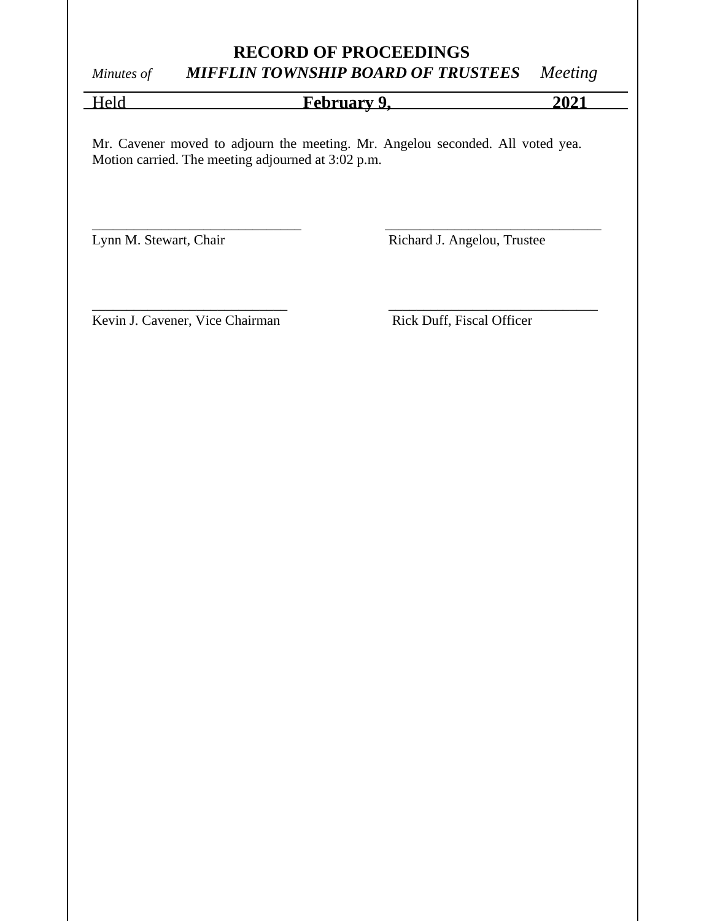Mr. Cavener moved to adjourn the meeting. Mr. Angelou seconded. All voted yea. Motion carried. The meeting adjourned at 3:02 p.m.

| | |
|---|---|
| ______________________________ | ______________________________ |
| Lynn M. Stewart, Chair | Richard J. Angelou, Trustee |
| ______________________________ | ______________________________ |
| Kevin J. Cavener, Vice Chairman | Rick Duff, Fiscal Officer |